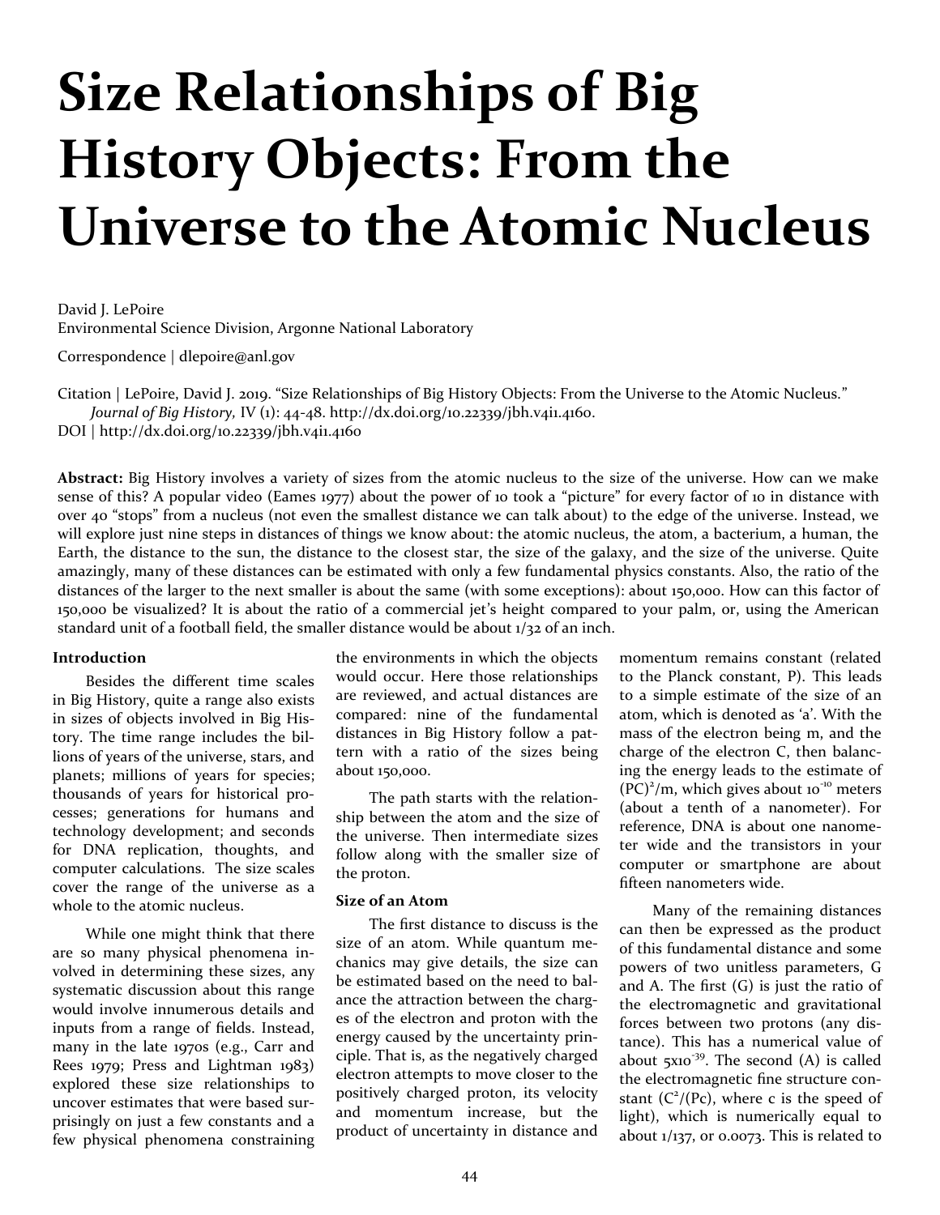# Size Relationships of Big History Objects: From the Universe to the Atomic Nucleus

David J. LePoire
Environmental Science Division, Argonne National Laboratory

Correspondence | dlepoire@anl.gov

Citation | LePoire, David J. 2019. "Size Relationships of Big History Objects: From the Universe to the Atomic Nucleus." *Journal of Big History,* IV (1): 44-48. http://dx.doi.org/10.22339/jbh.v4i1.4160.
DOI | http://dx.doi.org/10.22339/jbh.v4i1.4160

**Abstract:** Big History involves a variety of sizes from the atomic nucleus to the size of the universe. How can we make sense of this? A popular video (Eames 1977) about the power of 10 took a "picture" for every factor of 10 in distance with over 40 "stops" from a nucleus (not even the smallest distance we can talk about) to the edge of the universe. Instead, we will explore just nine steps in distances of things we know about: the atomic nucleus, the atom, a bacterium, a human, the Earth, the distance to the sun, the distance to the closest star, the size of the galaxy, and the size of the universe. Quite amazingly, many of these distances can be estimated with only a few fundamental physics constants. Also, the ratio of the distances of the larger to the next smaller is about the same (with some exceptions): about 150,000. How can this factor of 150,000 be visualized? It is about the ratio of a commercial jet's height compared to your palm, or, using the American standard unit of a football field, the smaller distance would be about 1/32 of an inch.

### Introduction

Besides the different time scales in Big History, quite a range also exists in sizes of objects involved in Big History. The time range includes the billions of years of the universe, stars, and planets; millions of years for species; thousands of years for historical processes; generations for humans and technology development; and seconds for DNA replication, thoughts, and computer calculations. The size scales cover the range of the universe as a whole to the atomic nucleus.

While one might think that there are so many physical phenomena involved in determining these sizes, any systematic discussion about this range would involve innumerous details and inputs from a range of fields. Instead, many in the late 1970s (e.g., Carr and Rees 1979; Press and Lightman 1983) explored these size relationships to uncover estimates that were based surprisingly on just a few constants and a few physical phenomena constraining the environments in which the objects would occur. Here those relationships are reviewed, and actual distances are compared: nine of the fundamental distances in Big History follow a pattern with a ratio of the sizes being about 150,000.

The path starts with the relationship between the atom and the size of the universe. Then intermediate sizes follow along with the smaller size of the proton.

### Size of an Atom

The first distance to discuss is the size of an atom. While quantum mechanics may give details, the size can be estimated based on the need to balance the attraction between the charges of the electron and proton with the energy caused by the uncertainty principle. That is, as the negatively charged electron attempts to move closer to the positively charged proton, its velocity and momentum increase, but the product of uncertainty in distance and momentum remains constant (related to the Planck constant, P). This leads to a simple estimate of the size of an atom, which is denoted as 'a'. With the mass of the electron being m, and the charge of the electron C, then balancing the energy leads to the estimate of $(PC)^2/m$, which gives about $10^{-10}$ meters (about a tenth of a nanometer). For reference, DNA is about one nanometer wide and the transistors in your computer or smartphone are about fifteen nanometers wide.

Many of the remaining distances can then be expressed as the product of this fundamental distance and some powers of two unitless parameters, G and A. The first (G) is just the ratio of the electromagnetic and gravitational forces between two protons (any distance). This has a numerical value of about $5 \times 10^{-39}$. The second (A) is called the electromagnetic fine structure constant ($C^2/(Pc)$, where c is the speed of light), which is numerically equal to about 1/137, or 0.0073. This is related to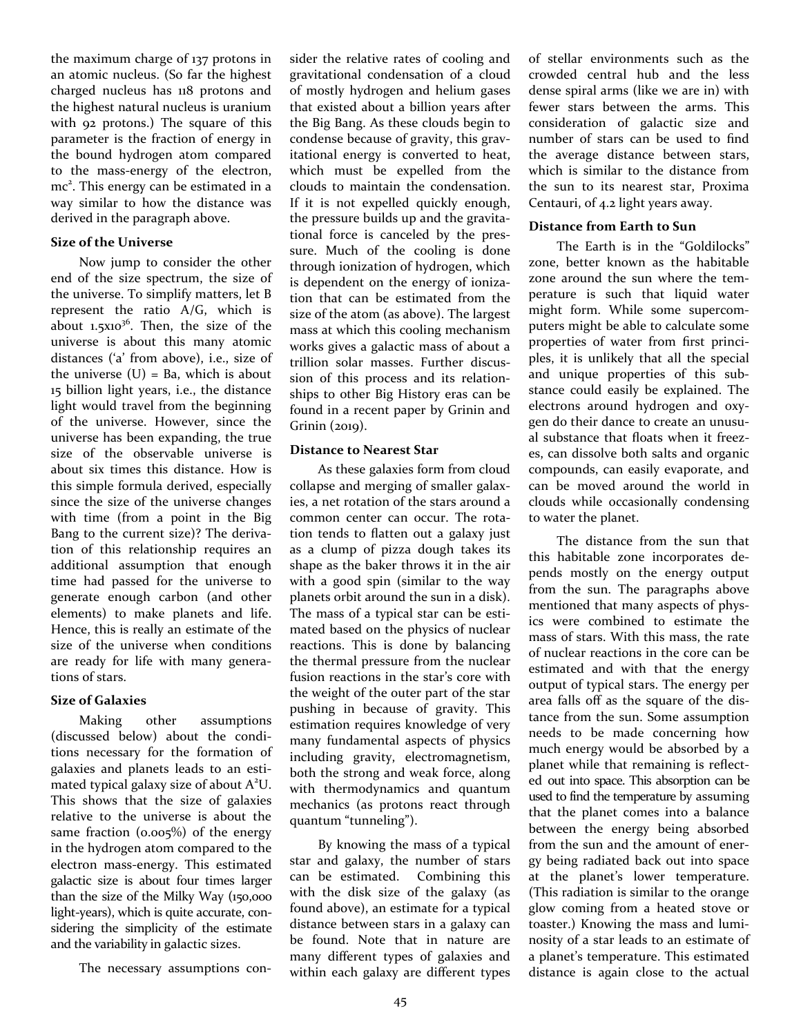the maximum charge of 137 protons in an atomic nucleus. (So far the highest charged nucleus has 118 protons and the highest natural nucleus is uranium with 92 protons.) The square of this parameter is the fraction of energy in the bound hydrogen atom compared to the mass-energy of the electron, $mc^2$. This energy can be estimated in a way similar to how the distance was derived in the paragraph above.

### Size of the Universe

Now jump to consider the other end of the size spectrum, the size of the universe. To simplify matters, let B represent the ratio A/G, which is about $1.5 \times 10^{36}$. Then, the size of the universe is about this many atomic distances ('a' from above), i.e., size of the universe (U) = Ba, which is about 15 billion light years, i.e., the distance light would travel from the beginning of the universe. However, since the universe has been expanding, the true size of the observable universe is about six times this distance. How is this simple formula derived, especially since the size of the universe changes with time (from a point in the Big Bang to the current size)? The derivation of this relationship requires an additional assumption that enough time had passed for the universe to generate enough carbon (and other elements) to make planets and life. Hence, this is really an estimate of the size of the universe when conditions are ready for life with many generations of stars.

### Size of Galaxies

Making other assumptions (discussed below) about the conditions necessary for the formation of galaxies and planets leads to an estimated typical galaxy size of about $A^2U$. This shows that the size of galaxies relative to the universe is about the same fraction (0.005%) of the energy in the hydrogen atom compared to the electron mass-energy. This estimated galactic size is about four times larger than the size of the Milky Way (150,000 light-years), which is quite accurate, considering the simplicity of the estimate and the variability in galactic sizes.

The necessary assumptions consider the relative rates of cooling and gravitational condensation of a cloud of mostly hydrogen and helium gases that existed about a billion years after the Big Bang. As these clouds begin to condense because of gravity, this gravitational energy is converted to heat, which must be expelled from the clouds to maintain the condensation. If it is not expelled quickly enough, the pressure builds up and the gravitational force is canceled by the pressure. Much of the cooling is done through ionization of hydrogen, which is dependent on the energy of ionization that can be estimated from the size of the atom (as above). The largest mass at which this cooling mechanism works gives a galactic mass of about a trillion solar masses. Further discussion of this process and its relationships to other Big History eras can be found in a recent paper by Grinin and Grinin (2019).

### Distance to Nearest Star

As these galaxies form from cloud collapse and merging of smaller galaxies, a net rotation of the stars around a common center can occur. The rotation tends to flatten out a galaxy just as a clump of pizza dough takes its shape as the baker throws it in the air with a good spin (similar to the way planets orbit around the sun in a disk). The mass of a typical star can be estimated based on the physics of nuclear reactions. This is done by balancing the thermal pressure from the nuclear fusion reactions in the star's core with the weight of the outer part of the star pushing in because of gravity. This estimation requires knowledge of very many fundamental aspects of physics including gravity, electromagnetism, both the strong and weak force, along with thermodynamics and quantum mechanics (as protons react through quantum "tunneling").

By knowing the mass of a typical star and galaxy, the number of stars can be estimated. Combining this with the disk size of the galaxy (as found above), an estimate for a typical distance between stars in a galaxy can be found. Note that in nature are many different types of galaxies and within each galaxy are different types of stellar environments such as the crowded central hub and the less dense spiral arms (like we are in) with fewer stars between the arms. This consideration of galactic size and number of stars can be used to find the average distance between stars, which is similar to the distance from the sun to its nearest star, Proxima Centauri, of 4.2 light years away.

### Distance from Earth to Sun

The Earth is in the "Goldilocks" zone, better known as the habitable zone around the sun where the temperature is such that liquid water might form. While some supercomputers might be able to calculate some properties of water from first principles, it is unlikely that all the special and unique properties of this substance could easily be explained. The electrons around hydrogen and oxygen do their dance to create an unusual substance that floats when it freezes, can dissolve both salts and organic compounds, can easily evaporate, and can be moved around the world in clouds while occasionally condensing to water the planet.

The distance from the sun that this habitable zone incorporates depends mostly on the energy output from the sun. The paragraphs above mentioned that many aspects of physics were combined to estimate the mass of stars. With this mass, the rate of nuclear reactions in the core can be estimated and with that the energy output of typical stars. The energy per area falls off as the square of the distance from the sun. Some assumption needs to be made concerning how much energy would be absorbed by a planet while that remaining is reflected out into space. This absorption can be used to find the temperature by assuming that the planet comes into a balance between the energy being absorbed from the sun and the amount of energy being radiated back out into space at the planet's lower temperature. (This radiation is similar to the orange glow coming from a heated stove or toaster.) Knowing the mass and luminosity of a star leads to an estimate of a planet's temperature. This estimated distance is again close to the actual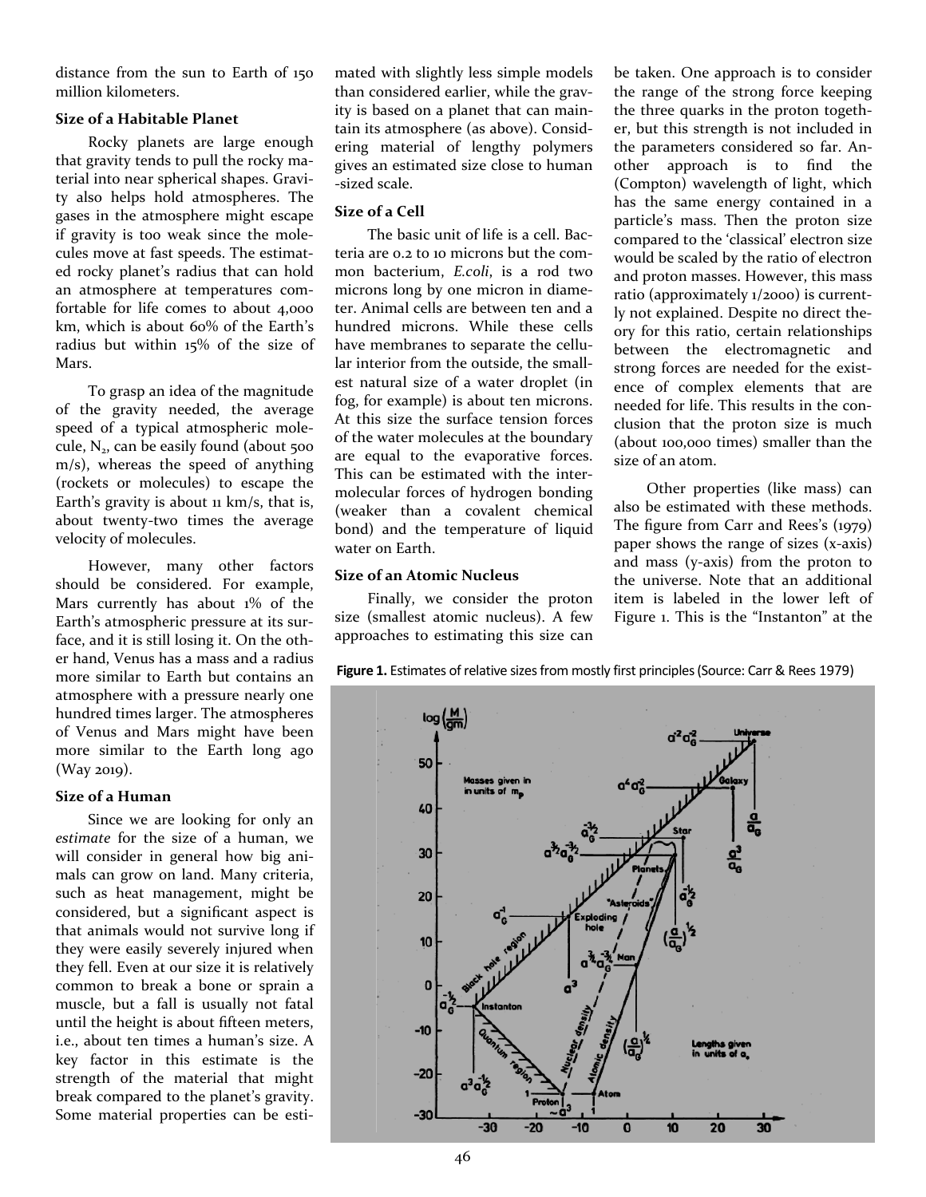distance from the sun to Earth of 150 million kilometers.

**Size of a Habitable Planet**

Rocky planets are large enough that gravity tends to pull the rocky material into near spherical shapes. Gravity also helps hold atmospheres. The gases in the atmosphere might escape if gravity is too weak since the molecules move at fast speeds. The estimated rocky planet's radius that can hold an atmosphere at temperatures comfortable for life comes to about 4,000 km, which is about 60% of the Earth's radius but within 15% of the size of Mars.

To grasp an idea of the magnitude of the gravity needed, the average speed of a typical atmospheric molecule, $N_2$, can be easily found (about 500 m/s), whereas the speed of anything (rockets or molecules) to escape the Earth's gravity is about 11 km/s, that is, about twenty-two times the average velocity of molecules.

However, many other factors should be considered. For example, Mars currently has about 1% of the Earth's atmospheric pressure at its surface, and it is still losing it. On the other hand, Venus has a mass and a radius more similar to Earth but contains an atmosphere with a pressure nearly one hundred times larger. The atmospheres of Venus and Mars might have been more similar to the Earth long ago (Way 2019).

**Size of a Human**

Since we are looking for only an *estimate* for the size of a human, we will consider in general how big animals can grow on land. Many criteria, such as heat management, might be considered, but a significant aspect is that animals would not survive long if they were easily severely injured when they fell. Even at our size it is relatively common to break a bone or sprain a muscle, but a fall is usually not fatal until the height is about fifteen meters, i.e., about ten times a human's size. A key factor in this estimate is the strength of the material that might break compared to the planet's gravity. Some material properties can be estimated with slightly less simple models than considered earlier, while the gravity is based on a planet that can maintain its atmosphere (as above). Considering material of lengthy polymers gives an estimated size close to human-sized scale.

**Size of a Cell**

The basic unit of life is a cell. Bacteria are 0.2 to 10 microns but the common bacterium, *E.coli*, is a rod two microns long by one micron in diameter. Animal cells are between ten and a hundred microns. While these cells have membranes to separate the cellular interior from the outside, the smallest natural size of a water droplet (in fog, for example) is about ten microns. At this size the surface tension forces of the water molecules at the boundary are equal to the evaporative forces. This can be estimated with the intermolecular forces of hydrogen bonding (weaker than a covalent chemical bond) and the temperature of liquid water on Earth.

**Size of an Atomic Nucleus**

Finally, we consider the proton size (smallest atomic nucleus). A few approaches to estimating this size can be taken. One approach is to consider the range of the strong force keeping the three quarks in the proton together, but this strength is not included in the parameters considered so far. Another approach is to find the (Compton) wavelength of light, which has the same energy contained in a particle's mass. Then the proton size compared to the 'classical' electron size would be scaled by the ratio of electron and proton masses. However, this mass ratio (approximately 1/2000) is currently not explained. Despite no direct theory for this ratio, certain relationships between the electromagnetic and strong forces are needed for the existence of complex elements that are needed for life. This results in the conclusion that the proton size is much (about 100,000 times) smaller than the size of an atom.

Other properties (like mass) can also be estimated with these methods. The figure from Carr and Rees's (1979) paper shows the range of sizes (x-axis) and mass (y-axis) from the proton to the universe. Note that an additional item is labeled in the lower left of Figure 1. This is the "Instanton" at the

**Figure 1.** Estimates of relative sizes from mostly first principles (Source: Carr & Rees 1979)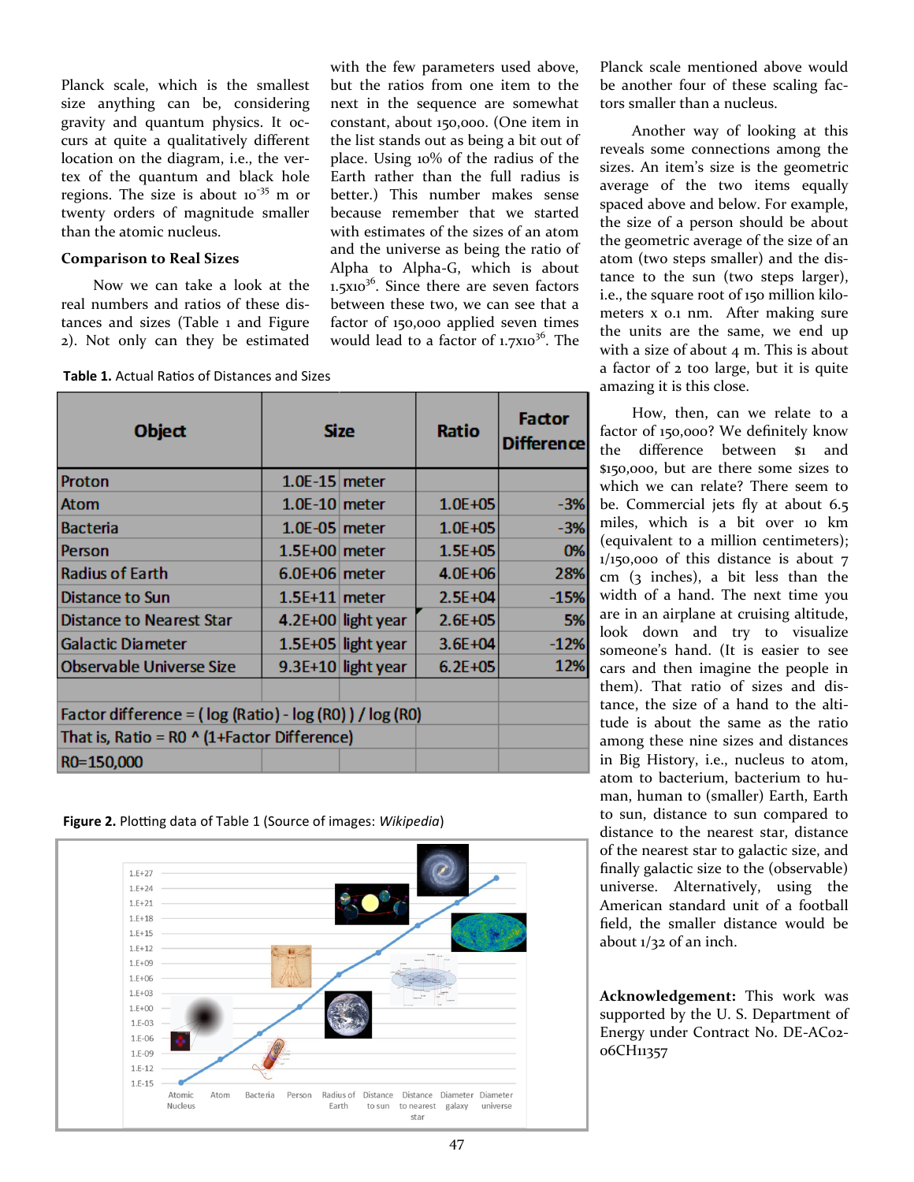Planck scale, which is the smallest size anything can be, considering gravity and quantum physics. It occurs at quite a qualitatively different location on the diagram, i.e., the vertex of the quantum and black hole regions. The size is about $10^{-35}$ m or twenty orders of magnitude smaller than the atomic nucleus.

### Comparison to Real Sizes

Now we can take a look at the real numbers and ratios of these distances and sizes (Table 1 and Figure 2). Not only can they be estimated with the few parameters used above, but the ratios from one item to the next in the sequence are somewhat constant, about 150,000. (One item in the list stands out as being a bit out of place. Using 10% of the radius of the Earth rather than the full radius is better.) This number makes sense because remember that we started with estimates of the sizes of an atom and the universe as being the ratio of Alpha to Alpha-G, which is about $1.5\text{x}10^{36}$. Since there are seven factors between these two, we can see that a factor of 150,000 applied seven times would lead to a factor of $1.7\text{x}10^{36}$. The Planck scale mentioned above would be another four of these scaling factors smaller than a nucleus.

**Table 1.** Actual Ratios of Distances and Sizes

| Object | Size | | Ratio | Factor Difference |
|---|---|---|---|---|
| Proton | 1.0E-15 | meter | | |
| Atom | 1.0E-10 | meter | 1.0E+05 | -3% |
| Bacteria | 1.0E-05 | meter | 1.0E+05 | -3% |
| Person | 1.5E+00 | meter | 1.5E+05 | 0% |
| Radius of Earth | 6.0E+06 | meter | 4.0E+06 | 28% |
| Distance to Sun | 1.5E+11 | meter | 2.5E+04 | -15% |
| Distance to Nearest Star | 4.2E+00 | light year | 2.6E+05 | 5% |
| Galactic Diameter | 1.5E+05 | light year | 3.6E+04 | -12% |
| Observable Universe Size | 9.3E+10 | light year | 6.2E+05 | 12% |
| | | | | |
| Factor difference = ( log (Ratio) - log (R0) ) / log (R0) | | | | |
| That is, Ratio = R0 ^ (1+Factor Difference) | | | | |
| R0=150,000 | | | | |

**Figure 2.** Plotting data of Table 1 (Source of images: *Wikipedia*)

Another way of looking at this reveals some connections among the sizes. An item's size is the geometric average of the two items equally spaced above and below. For example, the size of a person should be about the geometric average of the size of an atom (two steps smaller) and the distance to the sun (two steps larger), i.e., the square root of 150 million kilometers x 0.1 nm. After making sure the units are the same, we end up with a size of about 4 m. This is about a factor of 2 too large, but it is quite amazing it is this close.

How, then, can we relate to a factor of 150,000? We definitely know the difference between \$1 and \$150,000, but are there some sizes to which we can relate? There seem to be. Commercial jets fly at about 6.5 miles, which is a bit over 10 km (equivalent to a million centimeters); 1/150,000 of this distance is about 7 cm (3 inches), a bit less than the width of a hand. The next time you are in an airplane at cruising altitude, look down and try to visualize someone's hand. (It is easier to see cars and then imagine the people in them). That ratio of sizes and distance, the size of a hand to the altitude is about the same as the ratio among these nine sizes and distances in Big History, i.e., nucleus to atom, atom to bacterium, bacterium to human, human to (smaller) Earth, Earth to sun, distance to sun compared to distance to the nearest star, distance of the nearest star to galactic size, and finally galactic size to the (observable) universe. Alternatively, using the American standard unit of a football field, the smaller distance would be about 1/32 of an inch.

**Acknowledgement:** This work was supported by the U. S. Department of Energy under Contract No. DE-AC02-06CH11357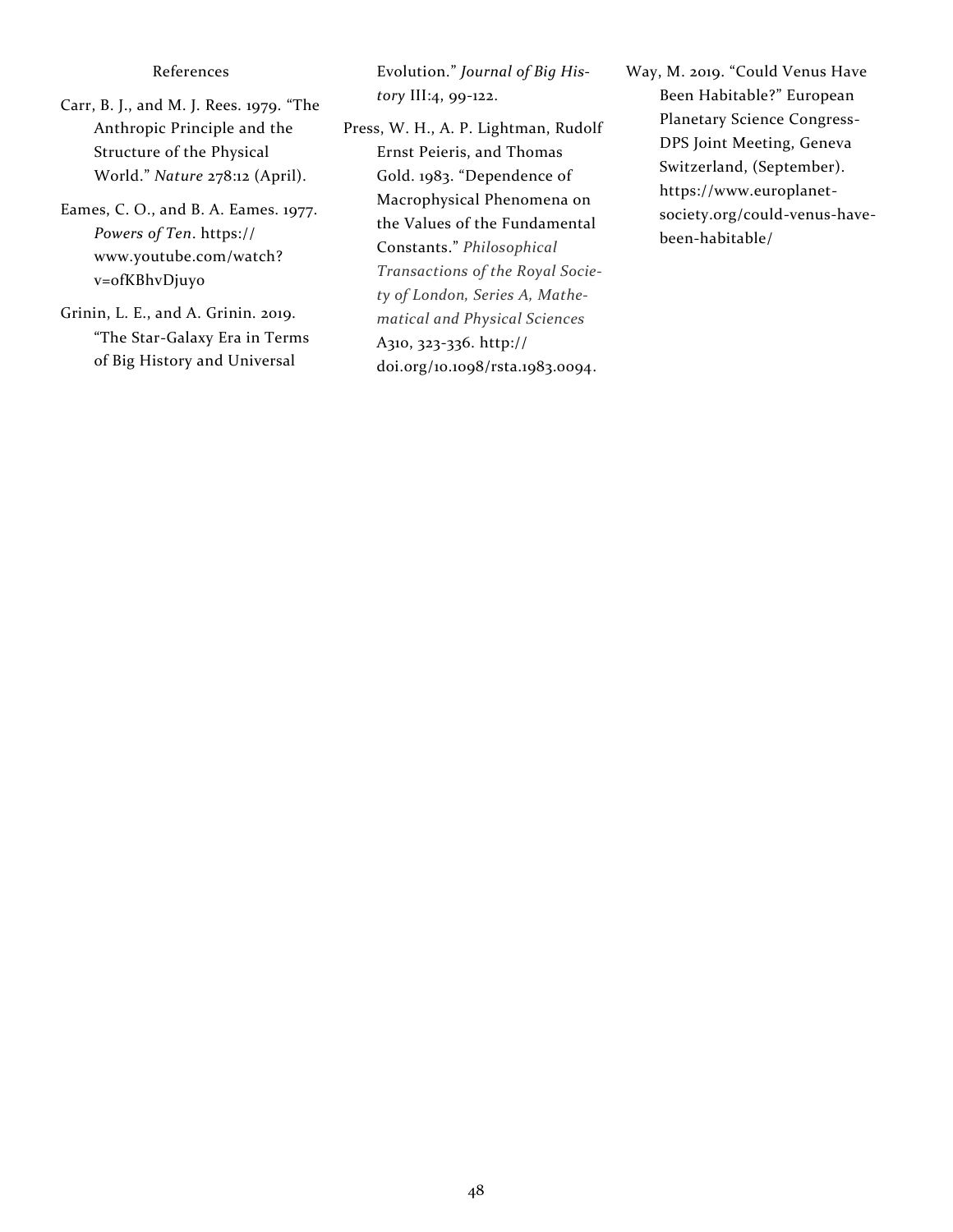## References

Carr, B. J., and M. J. Rees. 1979. "The Anthropic Principle and the Structure of the Physical World." *Nature* 278:12 (April).

Eames, C. O., and B. A. Eames. 1977. *Powers of Ten*. https://www.youtube.com/watch?v=0fKBhvDjuy0

Grinin, L. E., and A. Grinin. 2019. "The Star-Galaxy Era in Terms of Big History and Universal Evolution." *Journal of Big History* III:4, 99-122.

Press, W. H., A. P. Lightman, Rudolf Ernst Peieris, and Thomas Gold. 1983. "Dependence of Macrophysical Phenomena on the Values of the Fundamental Constants." *Philosophical Transactions of the Royal Society of London, Series A, Mathematical and Physical Sciences* A310, 323-336. http://doi.org/10.1098/rsta.1983.0094.

Way, M. 2019. "Could Venus Have Been Habitable?" European Planetary Science Congress-DPS Joint Meeting, Geneva Switzerland, (September). https://www.europlanet-society.org/could-venus-have-been-habitable/